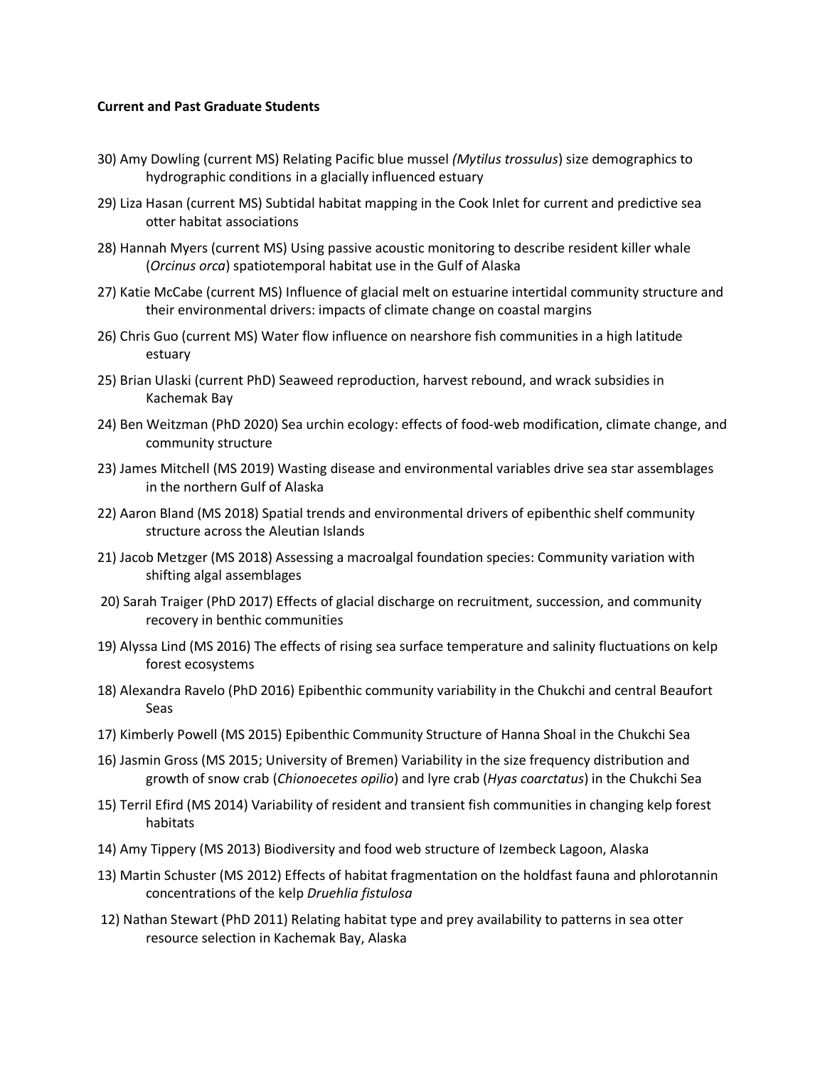**Current and Past Graduate Students**

30) Amy Dowling (current MS) Relating Pacific blue mussel *(Mytilus trossulus*) size demographics to hydrographic conditions in a glacially influenced estuary

29) Liza Hasan (current MS) Subtidal habitat mapping in the Cook Inlet for current and predictive sea otter habitat associations

28) Hannah Myers (current MS) Using passive acoustic monitoring to describe resident killer whale (*Orcinus orca*) spatiotemporal habitat use in the Gulf of Alaska

27) Katie McCabe (current MS) Influence of glacial melt on estuarine intertidal community structure and their environmental drivers: impacts of climate change on coastal margins

26) Chris Guo (current MS) Water flow influence on nearshore fish communities in a high latitude estuary

25) Brian Ulaski (current PhD) Seaweed reproduction, harvest rebound, and wrack subsidies in Kachemak Bay

24) Ben Weitzman (PhD 2020) Sea urchin ecology: effects of food-web modification, climate change, and community structure

23) James Mitchell (MS 2019) Wasting disease and environmental variables drive sea star assemblages in the northern Gulf of Alaska

22) Aaron Bland (MS 2018) Spatial trends and environmental drivers of epibenthic shelf community structure across the Aleutian Islands

21) Jacob Metzger (MS 2018) Assessing a macroalgal foundation species: Community variation with shifting algal assemblages

20) Sarah Traiger (PhD 2017) Effects of glacial discharge on recruitment, succession, and community recovery in benthic communities

19) Alyssa Lind (MS 2016) The effects of rising sea surface temperature and salinity fluctuations on kelp forest ecosystems

18) Alexandra Ravelo (PhD 2016) Epibenthic community variability in the Chukchi and central Beaufort Seas

17) Kimberly Powell (MS 2015) Epibenthic Community Structure of Hanna Shoal in the Chukchi Sea

16) Jasmin Gross (MS 2015; University of Bremen) Variability in the size frequency distribution and growth of snow crab (*Chionoecetes opilio*) and lyre crab (*Hyas coarctatus*) in the Chukchi Sea

15) Terril Efird (MS 2014) Variability of resident and transient fish communities in changing kelp forest habitats

14) Amy Tippery (MS 2013) Biodiversity and food web structure of Izembeck Lagoon, Alaska

13) Martin Schuster (MS 2012) Effects of habitat fragmentation on the holdfast fauna and phlorotannin concentrations of the kelp *Druehlia fistulosa*

12) Nathan Stewart (PhD 2011) Relating habitat type and prey availability to patterns in sea otter resource selection in Kachemak Bay, Alaska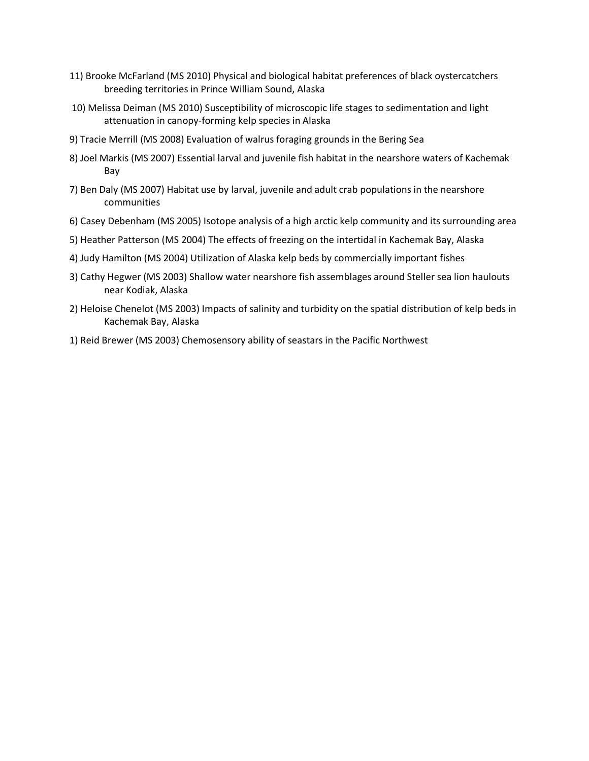11) Brooke McFarland (MS 2010) Physical and biological habitat preferences of black oystercatchers breeding territories in Prince William Sound, Alaska

10) Melissa Deiman (MS 2010) Susceptibility of microscopic life stages to sedimentation and light attenuation in canopy-forming kelp species in Alaska

9) Tracie Merrill (MS 2008) Evaluation of walrus foraging grounds in the Bering Sea

8) Joel Markis (MS 2007) Essential larval and juvenile fish habitat in the nearshore waters of Kachemak Bay

7) Ben Daly (MS 2007) Habitat use by larval, juvenile and adult crab populations in the nearshore communities

6) Casey Debenham (MS 2005) Isotope analysis of a high arctic kelp community and its surrounding area

5) Heather Patterson (MS 2004) The effects of freezing on the intertidal in Kachemak Bay, Alaska

4) Judy Hamilton (MS 2004) Utilization of Alaska kelp beds by commercially important fishes

3) Cathy Hegwer (MS 2003) Shallow water nearshore fish assemblages around Steller sea lion haulouts near Kodiak, Alaska

2) Heloise Chenelot (MS 2003) Impacts of salinity and turbidity on the spatial distribution of kelp beds in Kachemak Bay, Alaska

1) Reid Brewer (MS 2003) Chemosensory ability of seastars in the Pacific Northwest